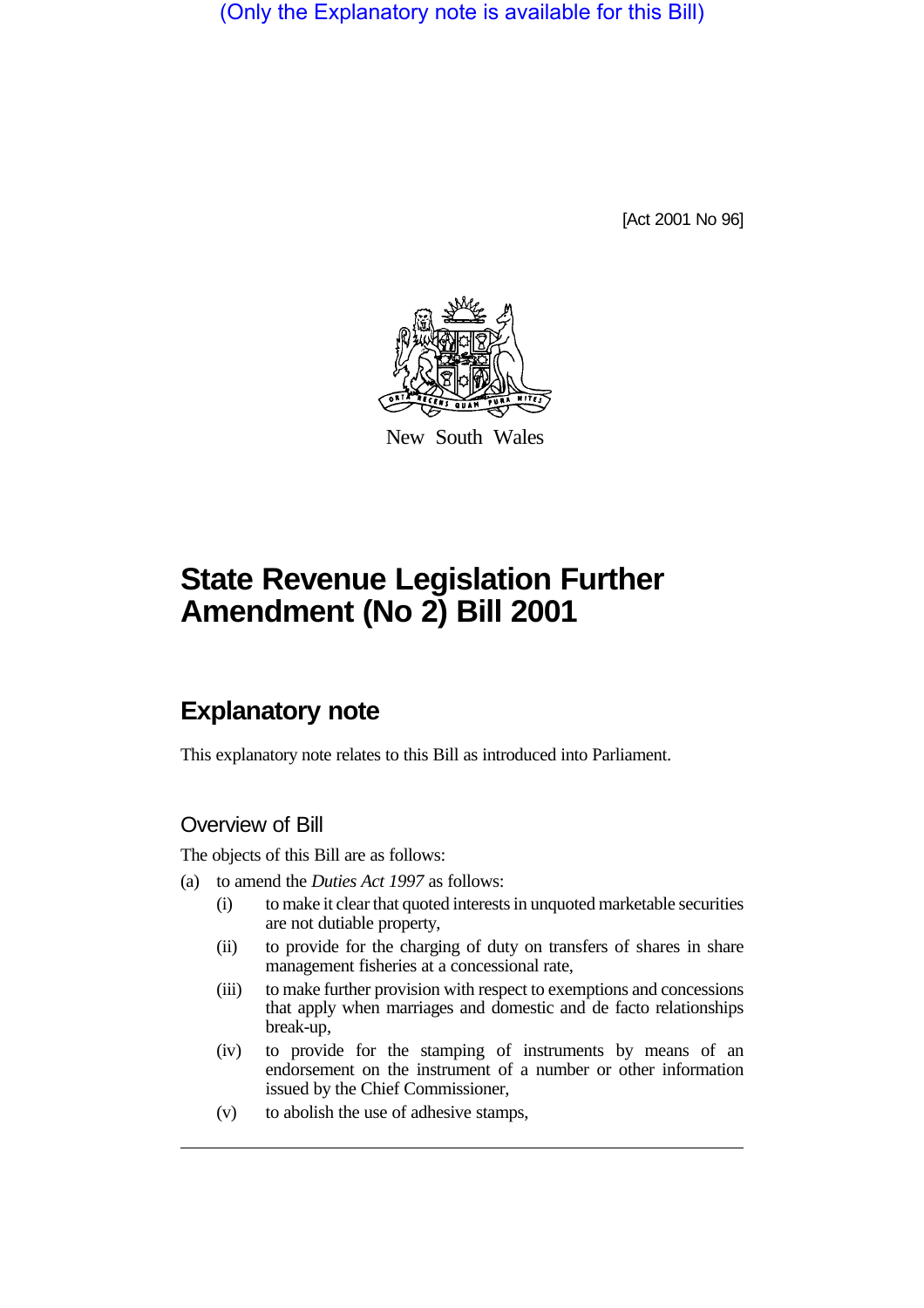(Only the Explanatory note is available for this Bill)

[Act 2001 No 96]

New South Wales

# State Revenue Legislation Further Amendment (No 2) Bill 2001

## Explanatory note

This explanatory note relates to this Bill as introduced into Parliament.

### Overview of Bill

The objects of this Bill are as follows:

(a) to amend the *Duties Act 1997* as follows:

- (i) to make it clear that quoted interests in unquoted marketable securities are not dutiable property,
- (ii) to provide for the charging of duty on transfers of shares in share management fisheries at a concessional rate,
- (iii) to make further provision with respect to exemptions and concessions that apply when marriages and domestic and de facto relationships break-up,
- (iv) to provide for the stamping of instruments by means of an endorsement on the instrument of a number or other information issued by the Chief Commissioner,
- (v) to abolish the use of adhesive stamps,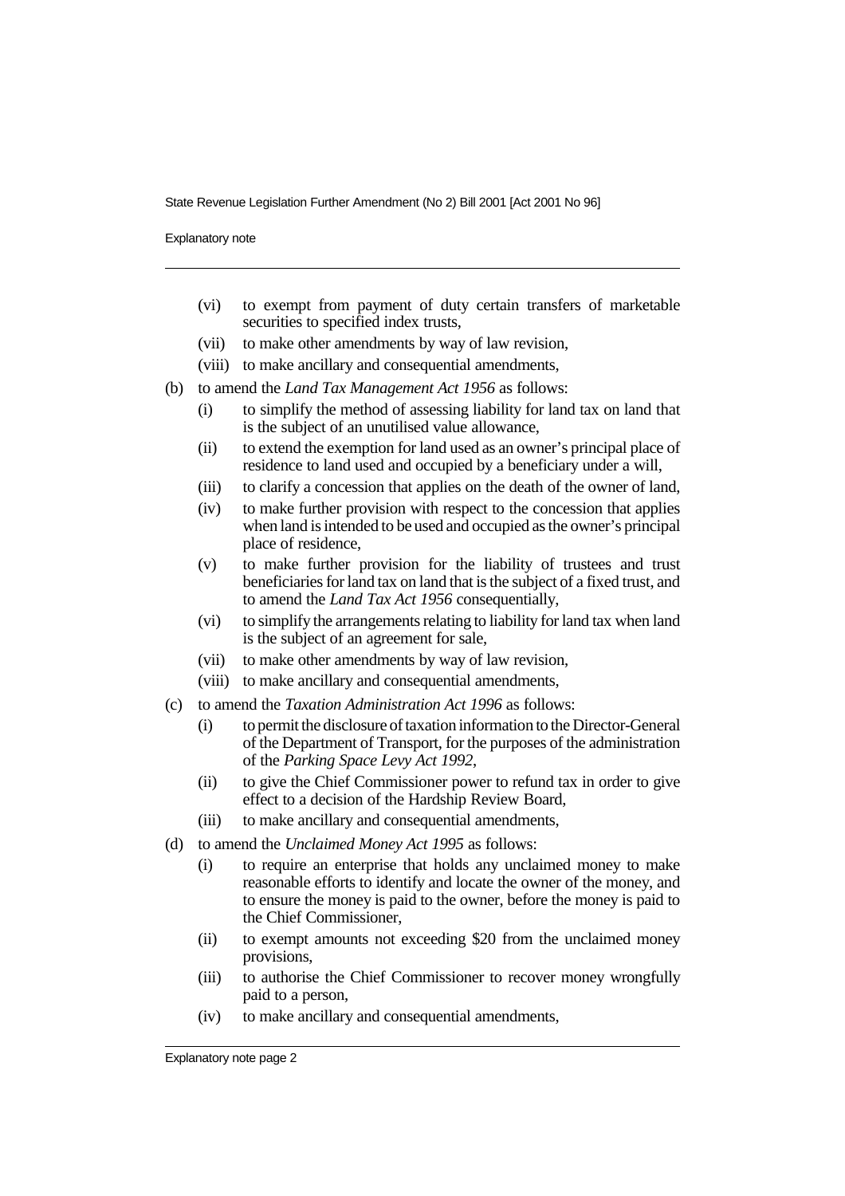(vi) to exempt from payment of duty certain transfers of marketable securities to specified index trusts,

(vii) to make other amendments by way of law revision,

(viii) to make ancillary and consequential amendments,

(b) to amend the *Land Tax Management Act 1956* as follows:

  (i) to simplify the method of assessing liability for land tax on land that is the subject of an unutilised value allowance,

  (ii) to extend the exemption for land used as an owner's principal place of residence to land used and occupied by a beneficiary under a will,

  (iii) to clarify a concession that applies on the death of the owner of land,

  (iv) to make further provision with respect to the concession that applies when land is intended to be used and occupied as the owner's principal place of residence,

  (v) to make further provision for the liability of trustees and trust beneficiaries for land tax on land that is the subject of a fixed trust, and to amend the *Land Tax Act 1956* consequentially,

  (vi) to simplify the arrangements relating to liability for land tax when land is the subject of an agreement for sale,

  (vii) to make other amendments by way of law revision,

  (viii) to make ancillary and consequential amendments,

(c) to amend the *Taxation Administration Act 1996* as follows:

  (i) to permit the disclosure of taxation information to the Director-General of the Department of Transport, for the purposes of the administration of the *Parking Space Levy Act 1992*,

  (ii) to give the Chief Commissioner power to refund tax in order to give effect to a decision of the Hardship Review Board,

  (iii) to make ancillary and consequential amendments,

(d) to amend the *Unclaimed Money Act 1995* as follows:

  (i) to require an enterprise that holds any unclaimed money to make reasonable efforts to identify and locate the owner of the money, and to ensure the money is paid to the owner, before the money is paid to the Chief Commissioner,

  (ii) to exempt amounts not exceeding $20 from the unclaimed money provisions,

  (iii) to authorise the Chief Commissioner to recover money wrongfully paid to a person,

  (iv) to make ancillary and consequential amendments,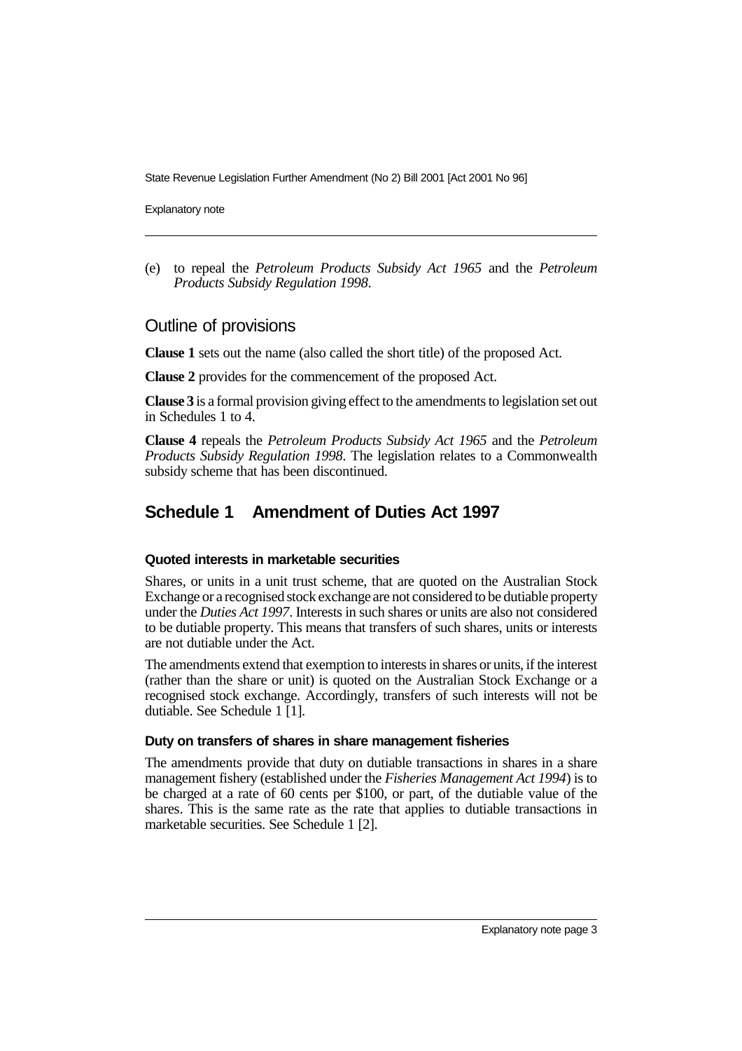(e) to repeal the *Petroleum Products Subsidy Act 1965* and the *Petroleum Products Subsidy Regulation 1998*.

## Outline of provisions

**Clause 1** sets out the name (also called the short title) of the proposed Act.

**Clause 2** provides for the commencement of the proposed Act.

**Clause 3** is a formal provision giving effect to the amendments to legislation set out in Schedules 1 to 4.

**Clause 4** repeals the *Petroleum Products Subsidy Act 1965* and the *Petroleum Products Subsidy Regulation 1998*. The legislation relates to a Commonwealth subsidy scheme that has been discontinued.

## Schedule 1 Amendment of Duties Act 1997

#### Quoted interests in marketable securities

Shares, or units in a unit trust scheme, that are quoted on the Australian Stock Exchange or a recognised stock exchange are not considered to be dutiable property under the *Duties Act 1997*. Interests in such shares or units are also not considered to be dutiable property. This means that transfers of such shares, units or interests are not dutiable under the Act.

The amendments extend that exemption to interests in shares or units, if the interest (rather than the share or unit) is quoted on the Australian Stock Exchange or a recognised stock exchange. Accordingly, transfers of such interests will not be dutiable. See Schedule 1 [1].

#### Duty on transfers of shares in share management fisheries

The amendments provide that duty on dutiable transactions in shares in a share management fishery (established under the *Fisheries Management Act 1994*) is to be charged at a rate of 60 cents per $100, or part, of the dutiable value of the shares. This is the same rate as the rate that applies to dutiable transactions in marketable securities. See Schedule 1 [2].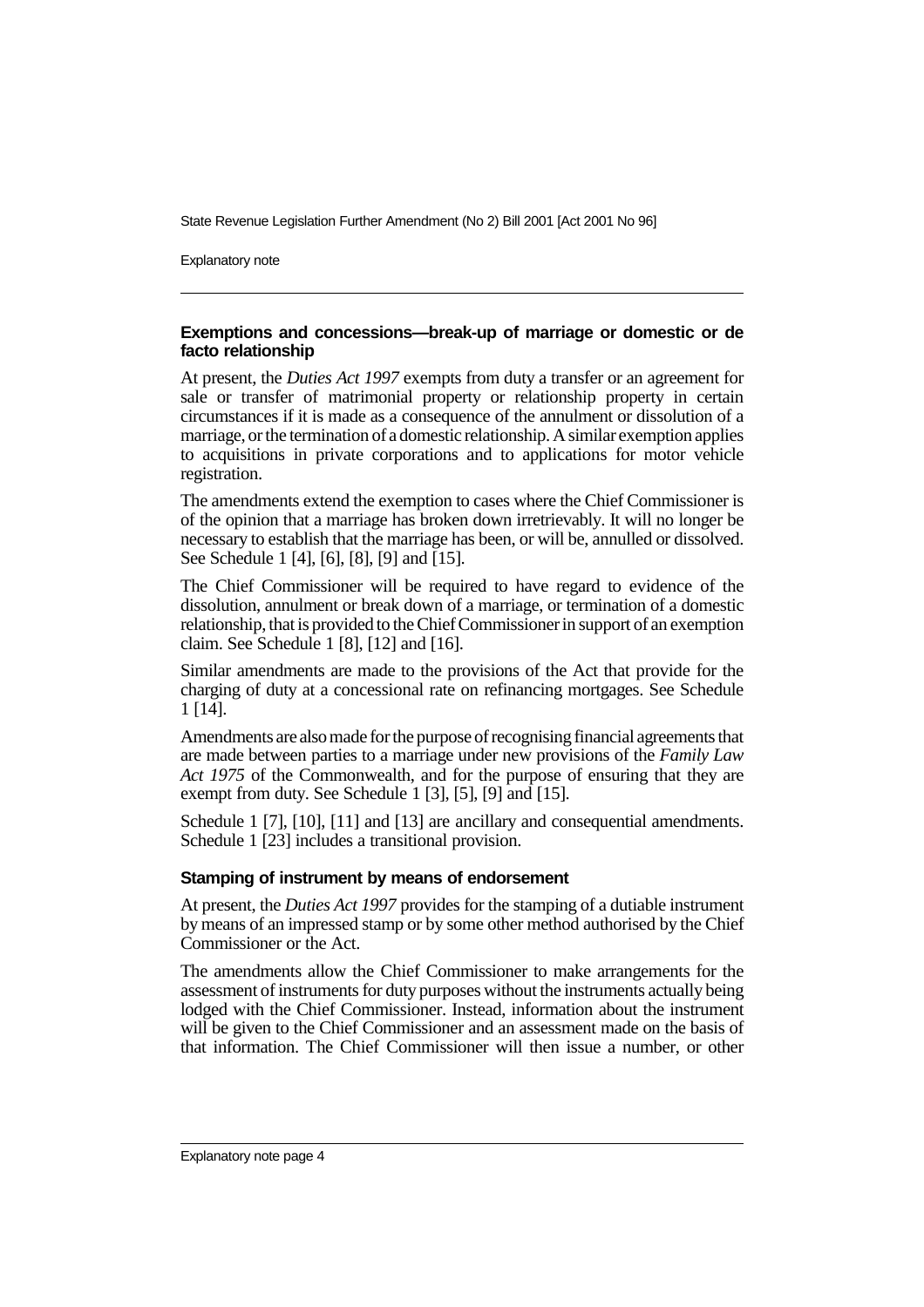### Exemptions and concessions—break-up of marriage or domestic or de facto relationship

At present, the *Duties Act 1997* exempts from duty a transfer or an agreement for sale or transfer of matrimonial property or relationship property in certain circumstances if it is made as a consequence of the annulment or dissolution of a marriage, or the termination of a domestic relationship. A similar exemption applies to acquisitions in private corporations and to applications for motor vehicle registration.

The amendments extend the exemption to cases where the Chief Commissioner is of the opinion that a marriage has broken down irretrievably. It will no longer be necessary to establish that the marriage has been, or will be, annulled or dissolved. See Schedule 1 [4], [6], [8], [9] and [15].

The Chief Commissioner will be required to have regard to evidence of the dissolution, annulment or break down of a marriage, or termination of a domestic relationship, that is provided to the Chief Commissioner in support of an exemption claim. See Schedule 1 [8], [12] and [16].

Similar amendments are made to the provisions of the Act that provide for the charging of duty at a concessional rate on refinancing mortgages. See Schedule 1 [14].

Amendments are also made for the purpose of recognising financial agreements that are made between parties to a marriage under new provisions of the *Family Law Act 1975* of the Commonwealth, and for the purpose of ensuring that they are exempt from duty. See Schedule 1 [3], [5], [9] and [15].

Schedule 1 [7], [10], [11] and [13] are ancillary and consequential amendments. Schedule 1 [23] includes a transitional provision.

### Stamping of instrument by means of endorsement

At present, the *Duties Act 1997* provides for the stamping of a dutiable instrument by means of an impressed stamp or by some other method authorised by the Chief Commissioner or the Act.

The amendments allow the Chief Commissioner to make arrangements for the assessment of instruments for duty purposes without the instruments actually being lodged with the Chief Commissioner. Instead, information about the instrument will be given to the Chief Commissioner and an assessment made on the basis of that information. The Chief Commissioner will then issue a number, or other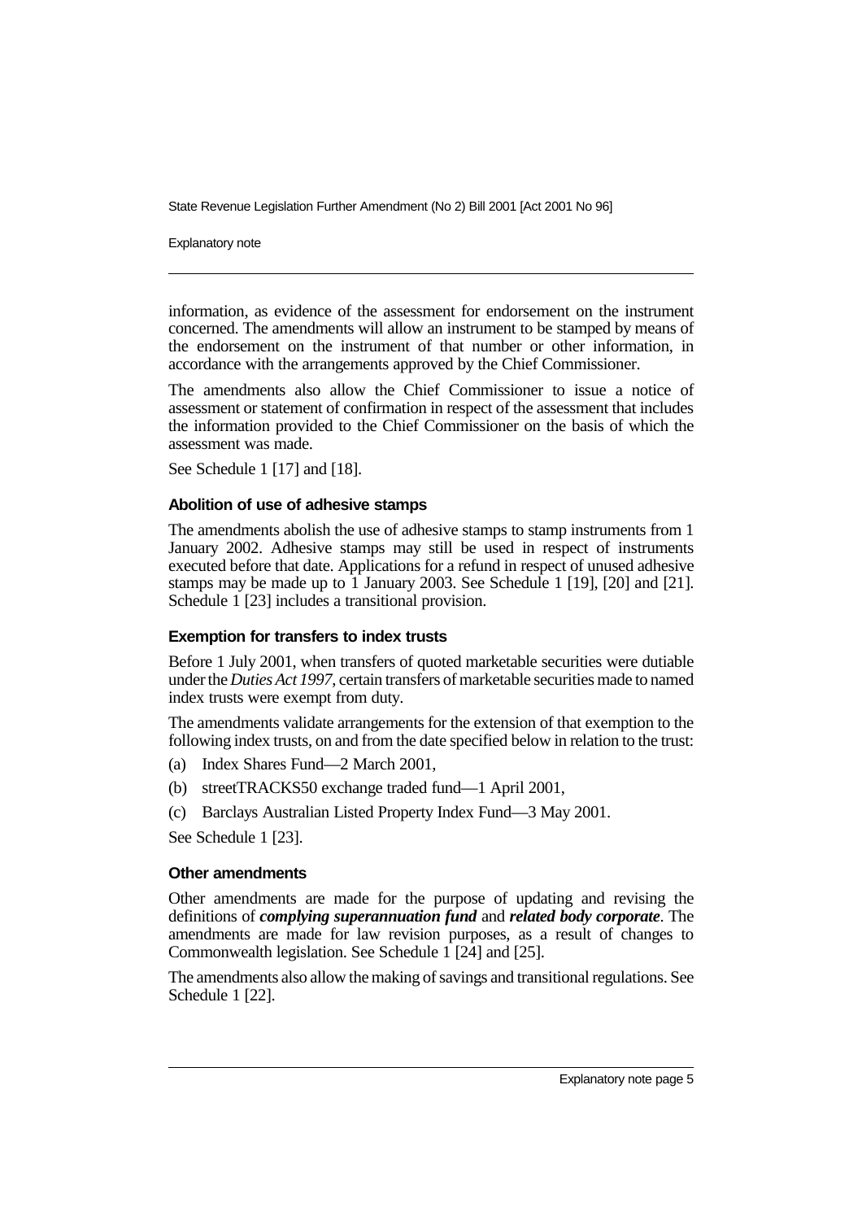information, as evidence of the assessment for endorsement on the instrument concerned. The amendments will allow an instrument to be stamped by means of the endorsement on the instrument of that number or other information, in accordance with the arrangements approved by the Chief Commissioner.

The amendments also allow the Chief Commissioner to issue a notice of assessment or statement of confirmation in respect of the assessment that includes the information provided to the Chief Commissioner on the basis of which the assessment was made.

See Schedule 1 [17] and [18].

### Abolition of use of adhesive stamps

The amendments abolish the use of adhesive stamps to stamp instruments from 1 January 2002. Adhesive stamps may still be used in respect of instruments executed before that date. Applications for a refund in respect of unused adhesive stamps may be made up to 1 January 2003. See Schedule 1 [19], [20] and [21]. Schedule 1 [23] includes a transitional provision.

### Exemption for transfers to index trusts

Before 1 July 2001, when transfers of quoted marketable securities were dutiable under the *Duties Act 1997*, certain transfers of marketable securities made to named index trusts were exempt from duty.

The amendments validate arrangements for the extension of that exemption to the following index trusts, on and from the date specified below in relation to the trust:

(a) Index Shares Fund—2 March 2001,

(b) streetTRACKS50 exchange traded fund—1 April 2001,

(c) Barclays Australian Listed Property Index Fund—3 May 2001.

See Schedule 1 [23].

### Other amendments

Other amendments are made for the purpose of updating and revising the definitions of ***complying superannuation fund*** and ***related body corporate***. The amendments are made for law revision purposes, as a result of changes to Commonwealth legislation. See Schedule 1 [24] and [25].

The amendments also allow the making of savings and transitional regulations. See Schedule 1 [22].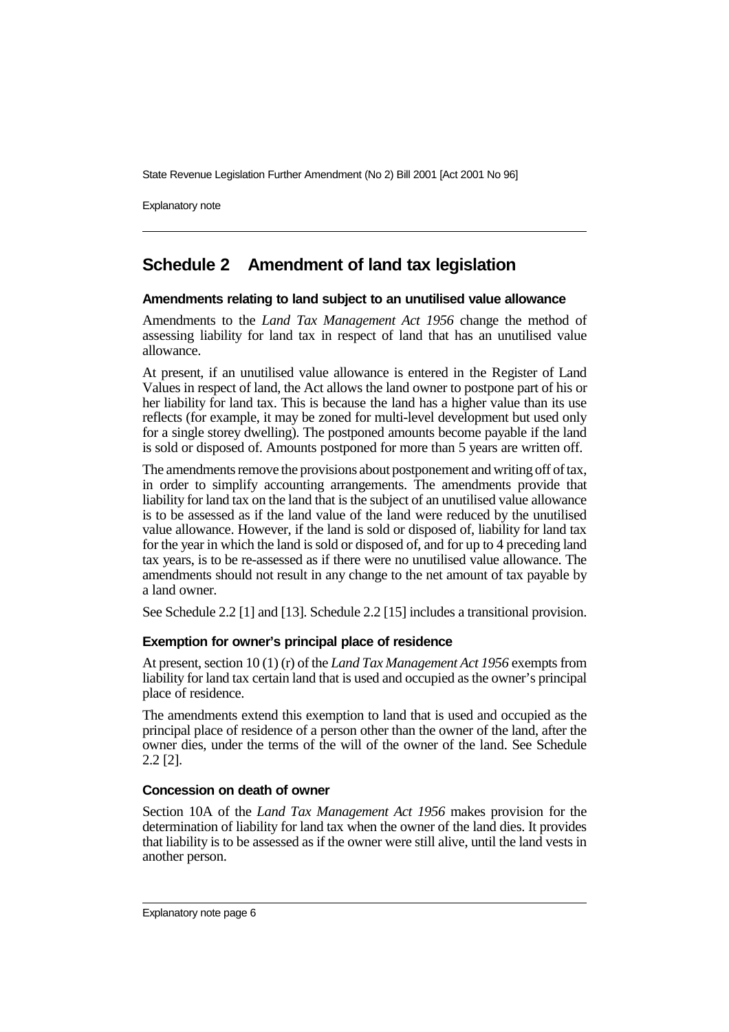## Schedule 2 Amendment of land tax legislation

### Amendments relating to land subject to an unutilised value allowance

Amendments to the *Land Tax Management Act 1956* change the method of assessing liability for land tax in respect of land that has an unutilised value allowance.

At present, if an unutilised value allowance is entered in the Register of Land Values in respect of land, the Act allows the land owner to postpone part of his or her liability for land tax. This is because the land has a higher value than its use reflects (for example, it may be zoned for multi-level development but used only for a single storey dwelling). The postponed amounts become payable if the land is sold or disposed of. Amounts postponed for more than 5 years are written off.

The amendments remove the provisions about postponement and writing off of tax, in order to simplify accounting arrangements. The amendments provide that liability for land tax on the land that is the subject of an unutilised value allowance is to be assessed as if the land value of the land were reduced by the unutilised value allowance. However, if the land is sold or disposed of, liability for land tax for the year in which the land is sold or disposed of, and for up to 4 preceding land tax years, is to be re-assessed as if there were no unutilised value allowance. The amendments should not result in any change to the net amount of tax payable by a land owner.

See Schedule 2.2 [1] and [13]. Schedule 2.2 [15] includes a transitional provision.

### Exemption for owner's principal place of residence

At present, section 10 (1) (r) of the *Land Tax Management Act 1956* exempts from liability for land tax certain land that is used and occupied as the owner's principal place of residence.

The amendments extend this exemption to land that is used and occupied as the principal place of residence of a person other than the owner of the land, after the owner dies, under the terms of the will of the owner of the land. See Schedule 2.2 [2].

### Concession on death of owner

Section 10A of the *Land Tax Management Act 1956* makes provision for the determination of liability for land tax when the owner of the land dies. It provides that liability is to be assessed as if the owner were still alive, until the land vests in another person.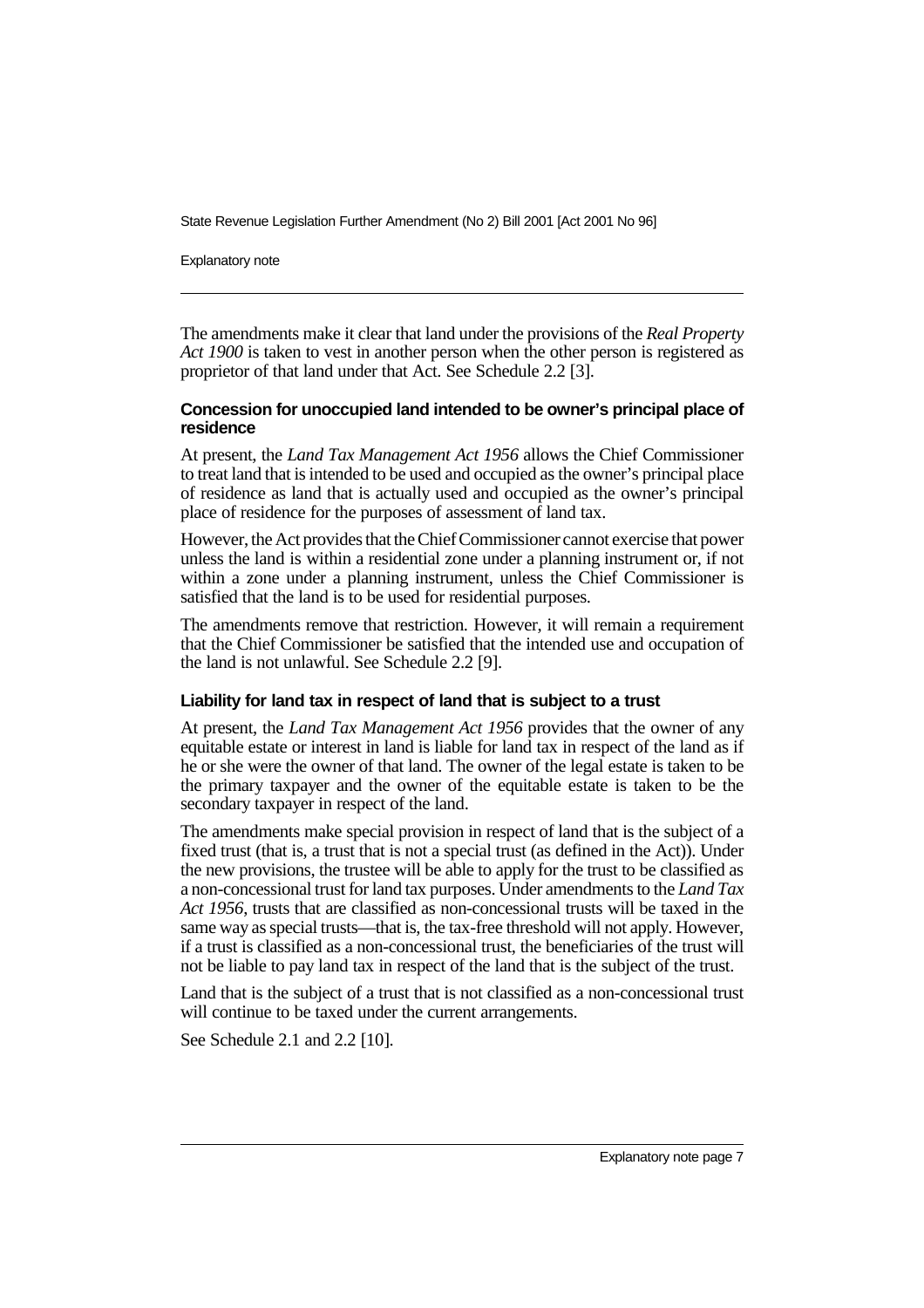The amendments make it clear that land under the provisions of the *Real Property Act 1900* is taken to vest in another person when the other person is registered as proprietor of that land under that Act. See Schedule 2.2 [3].

### Concession for unoccupied land intended to be owner's principal place of residence

At present, the *Land Tax Management Act 1956* allows the Chief Commissioner to treat land that is intended to be used and occupied as the owner's principal place of residence as land that is actually used and occupied as the owner's principal place of residence for the purposes of assessment of land tax.

However, the Act provides that the Chief Commissioner cannot exercise that power unless the land is within a residential zone under a planning instrument or, if not within a zone under a planning instrument, unless the Chief Commissioner is satisfied that the land is to be used for residential purposes.

The amendments remove that restriction. However, it will remain a requirement that the Chief Commissioner be satisfied that the intended use and occupation of the land is not unlawful. See Schedule 2.2 [9].

### Liability for land tax in respect of land that is subject to a trust

At present, the *Land Tax Management Act 1956* provides that the owner of any equitable estate or interest in land is liable for land tax in respect of the land as if he or she were the owner of that land. The owner of the legal estate is taken to be the primary taxpayer and the owner of the equitable estate is taken to be the secondary taxpayer in respect of the land.

The amendments make special provision in respect of land that is the subject of a fixed trust (that is, a trust that is not a special trust (as defined in the Act)). Under the new provisions, the trustee will be able to apply for the trust to be classified as a non-concessional trust for land tax purposes. Under amendments to the *Land Tax Act 1956*, trusts that are classified as non-concessional trusts will be taxed in the same way as special trusts—that is, the tax-free threshold will not apply. However, if a trust is classified as a non-concessional trust, the beneficiaries of the trust will not be liable to pay land tax in respect of the land that is the subject of the trust.

Land that is the subject of a trust that is not classified as a non-concessional trust will continue to be taxed under the current arrangements.

See Schedule 2.1 and 2.2 [10].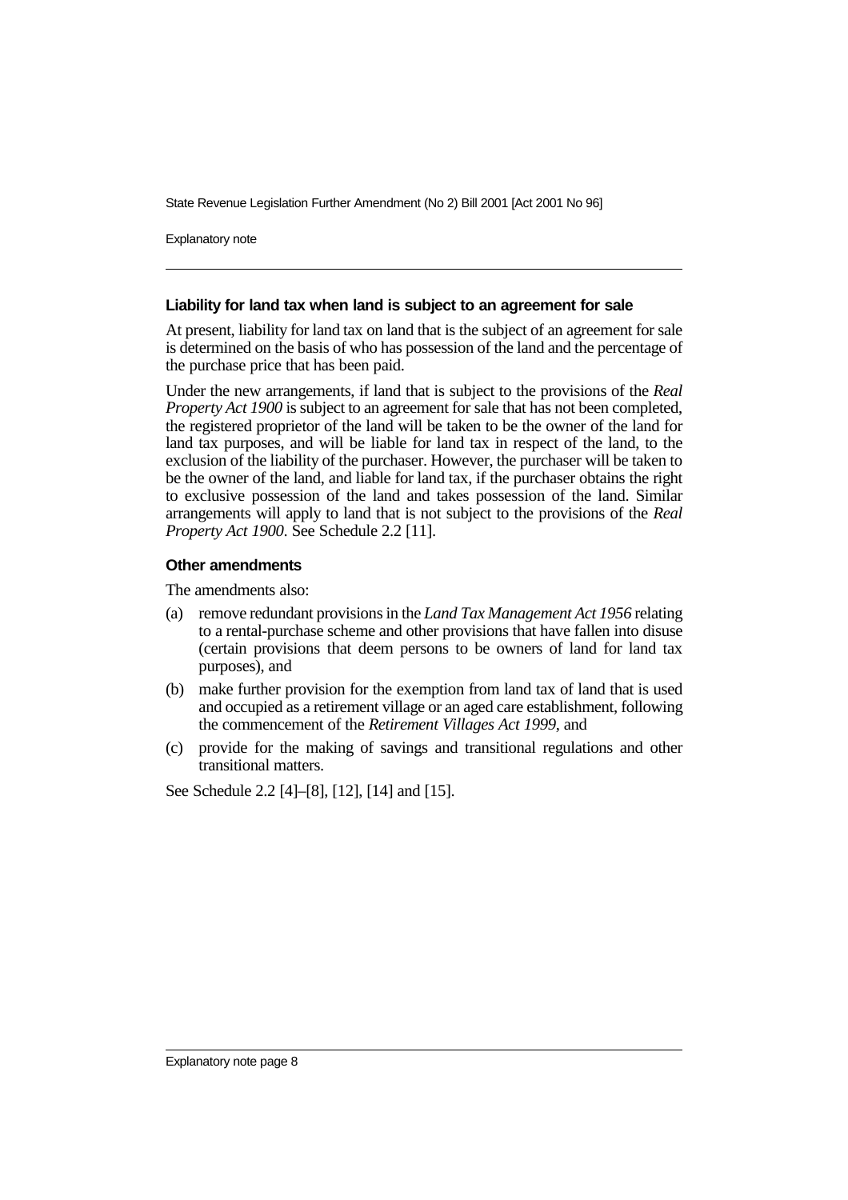### Liability for land tax when land is subject to an agreement for sale

At present, liability for land tax on land that is the subject of an agreement for sale is determined on the basis of who has possession of the land and the percentage of the purchase price that has been paid.

Under the new arrangements, if land that is subject to the provisions of the *Real Property Act 1900* is subject to an agreement for sale that has not been completed, the registered proprietor of the land will be taken to be the owner of the land for land tax purposes, and will be liable for land tax in respect of the land, to the exclusion of the liability of the purchaser. However, the purchaser will be taken to be the owner of the land, and liable for land tax, if the purchaser obtains the right to exclusive possession of the land and takes possession of the land. Similar arrangements will apply to land that is not subject to the provisions of the *Real Property Act 1900*. See Schedule 2.2 [11].

### Other amendments

The amendments also:

(a) remove redundant provisions in the *Land Tax Management Act 1956* relating to a rental-purchase scheme and other provisions that have fallen into disuse (certain provisions that deem persons to be owners of land for land tax purposes), and

(b) make further provision for the exemption from land tax of land that is used and occupied as a retirement village or an aged care establishment, following the commencement of the *Retirement Villages Act 1999*, and

(c) provide for the making of savings and transitional regulations and other transitional matters.

See Schedule 2.2 [4]–[8], [12], [14] and [15].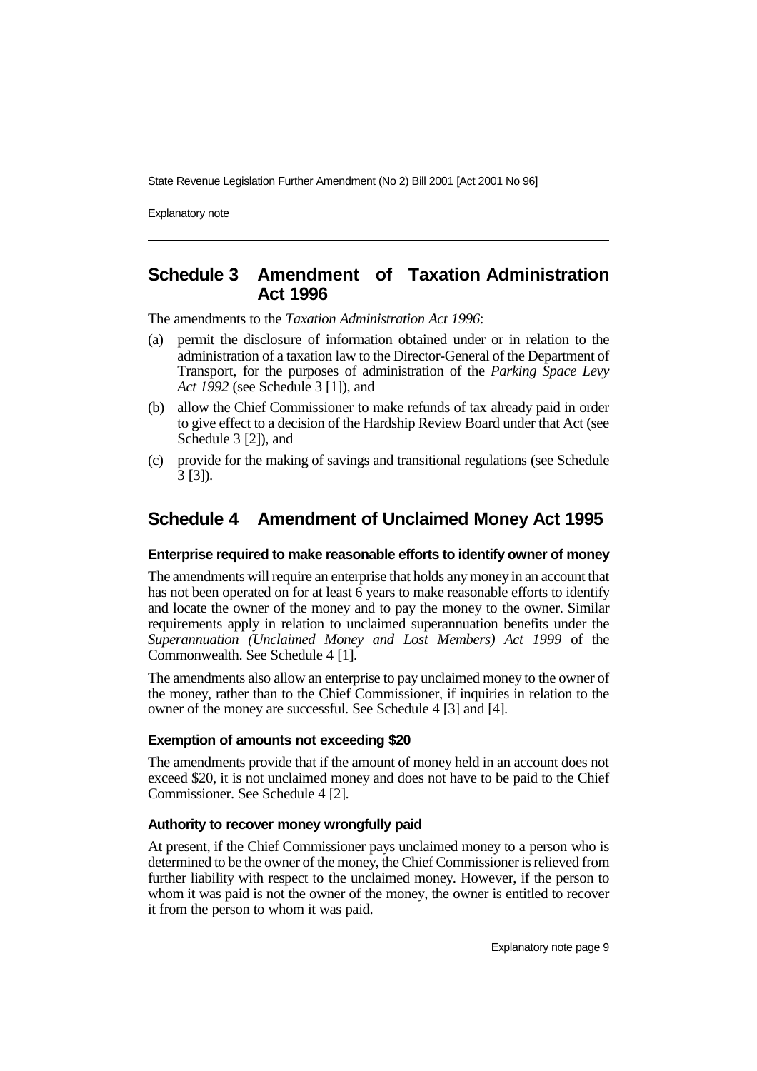## Schedule 3 Amendment of Taxation Administration Act 1996

The amendments to the *Taxation Administration Act 1996*:

(a) permit the disclosure of information obtained under or in relation to the administration of a taxation law to the Director-General of the Department of Transport, for the purposes of administration of the *Parking Space Levy Act 1992* (see Schedule 3 [1]), and

(b) allow the Chief Commissioner to make refunds of tax already paid in order to give effect to a decision of the Hardship Review Board under that Act (see Schedule 3 [2]), and

(c) provide for the making of savings and transitional regulations (see Schedule 3 [3]).

## Schedule 4 Amendment of Unclaimed Money Act 1995

### Enterprise required to make reasonable efforts to identify owner of money

The amendments will require an enterprise that holds any money in an account that has not been operated on for at least 6 years to make reasonable efforts to identify and locate the owner of the money and to pay the money to the owner. Similar requirements apply in relation to unclaimed superannuation benefits under the *Superannuation (Unclaimed Money and Lost Members) Act 1999* of the Commonwealth. See Schedule 4 [1].

The amendments also allow an enterprise to pay unclaimed money to the owner of the money, rather than to the Chief Commissioner, if inquiries in relation to the owner of the money are successful. See Schedule 4 [3] and [4].

### Exemption of amounts not exceeding $20

The amendments provide that if the amount of money held in an account does not exceed $20, it is not unclaimed money and does not have to be paid to the Chief Commissioner. See Schedule 4 [2].

### Authority to recover money wrongfully paid

At present, if the Chief Commissioner pays unclaimed money to a person who is determined to be the owner of the money, the Chief Commissioner is relieved from further liability with respect to the unclaimed money. However, if the person to whom it was paid is not the owner of the money, the owner is entitled to recover it from the person to whom it was paid.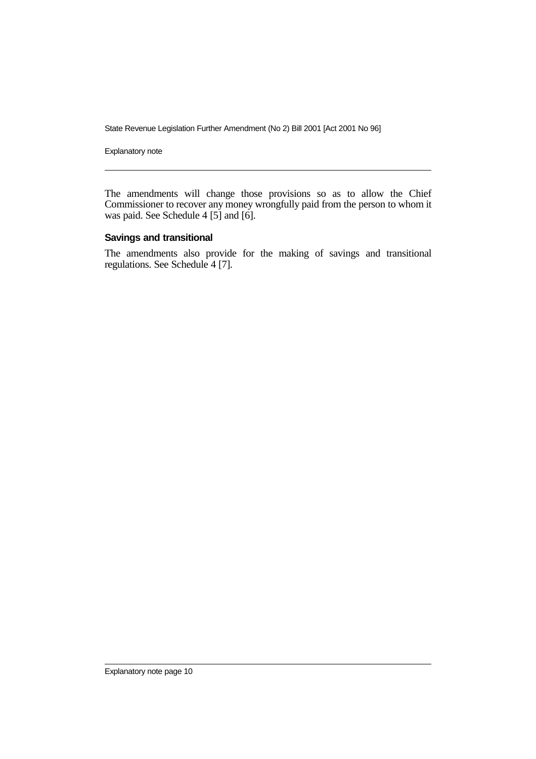The amendments will change those provisions so as to allow the Chief Commissioner to recover any money wrongfully paid from the person to whom it was paid. See Schedule 4 [5] and [6].

### Savings and transitional

The amendments also provide for the making of savings and transitional regulations. See Schedule 4 [7].